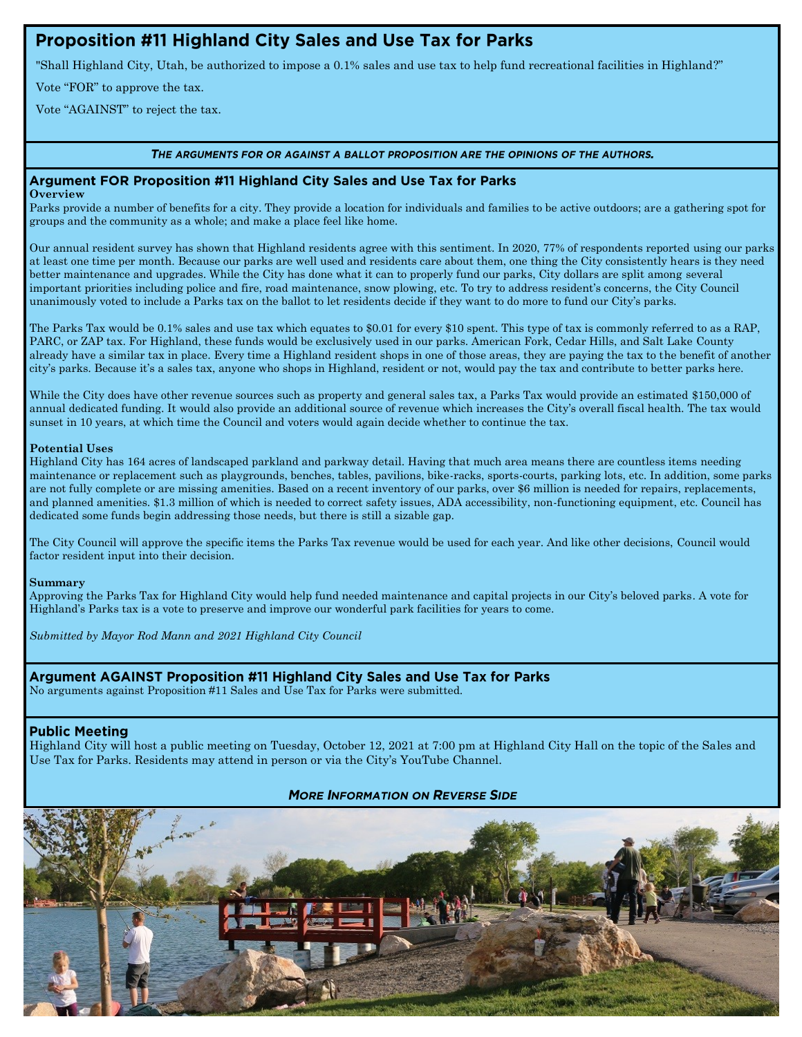# Proposition #11 Highland City Sales and Use Tax for Parks

"Shall Highland City, Utah, be authorized to impose a 0.1% sales and use tax to help fund recreational facilities in Highland?"

Vote "FOR" to approve the tax.

Vote "AGAINST" to reject the tax.

***The arguments for or against a ballot proposition are the opinions of the authors.***

## Argument FOR Proposition #11 Highland City Sales and Use Tax for Parks

**Overview**

Parks provide a number of benefits for a city. They provide a location for individuals and families to be active outdoors; are a gathering spot for groups and the community as a whole; and make a place feel like home.

Our annual resident survey has shown that Highland residents agree with this sentiment. In 2020, 77% of respondents reported using our parks at least one time per month. Because our parks are well used and residents care about them, one thing the City consistently hears is they need better maintenance and upgrades. While the City has done what it can to properly fund our parks, City dollars are split among several important priorities including police and fire, road maintenance, snow plowing, etc. To try to address resident's concerns, the City Council unanimously voted to include a Parks tax on the ballot to let residents decide if they want to do more to fund our City's parks.

The Parks Tax would be 0.1% sales and use tax which equates to $0.01 for every $10 spent. This type of tax is commonly referred to as a RAP, PARC, or ZAP tax. For Highland, these funds would be exclusively used in our parks. American Fork, Cedar Hills, and Salt Lake County already have a similar tax in place. Every time a Highland resident shops in one of those areas, they are paying the tax to the benefit of another city's parks. Because it's a sales tax, anyone who shops in Highland, resident or not, would pay the tax and contribute to better parks here.

While the City does have other revenue sources such as property and general sales tax, a Parks Tax would provide an estimated $150,000 of annual dedicated funding. It would also provide an additional source of revenue which increases the City's overall fiscal health. The tax would sunset in 10 years, at which time the Council and voters would again decide whether to continue the tax.

**Potential Uses**

Highland City has 164 acres of landscaped parkland and parkway detail. Having that much area means there are countless items needing maintenance or replacement such as playgrounds, benches, tables, pavilions, bike-racks, sports-courts, parking lots, etc. In addition, some parks are not fully complete or are missing amenities. Based on a recent inventory of our parks, over $6 million is needed for repairs, replacements, and planned amenities. $1.3 million of which is needed to correct safety issues, ADA accessibility, non-functioning equipment, etc. Council has dedicated some funds begin addressing those needs, but there is still a sizable gap.

The City Council will approve the specific items the Parks Tax revenue would be used for each year. And like other decisions, Council would factor resident input into their decision.

**Summary**

Approving the Parks Tax for Highland City would help fund needed maintenance and capital projects in our City's beloved parks. A vote for Highland's Parks tax is a vote to preserve and improve our wonderful park facilities for years to come.

*Submitted by Mayor Rod Mann and 2021 Highland City Council*

## Argument AGAINST Proposition #11 Highland City Sales and Use Tax for Parks

No arguments against Proposition #11 Sales and Use Tax for Parks were submitted.

## Public Meeting

Highland City will host a public meeting on Tuesday, October 12, 2021 at 7:00 pm at Highland City Hall on the topic of the Sales and Use Tax for Parks. Residents may attend in person or via the City's YouTube Channel.

***More Information on Reverse Side***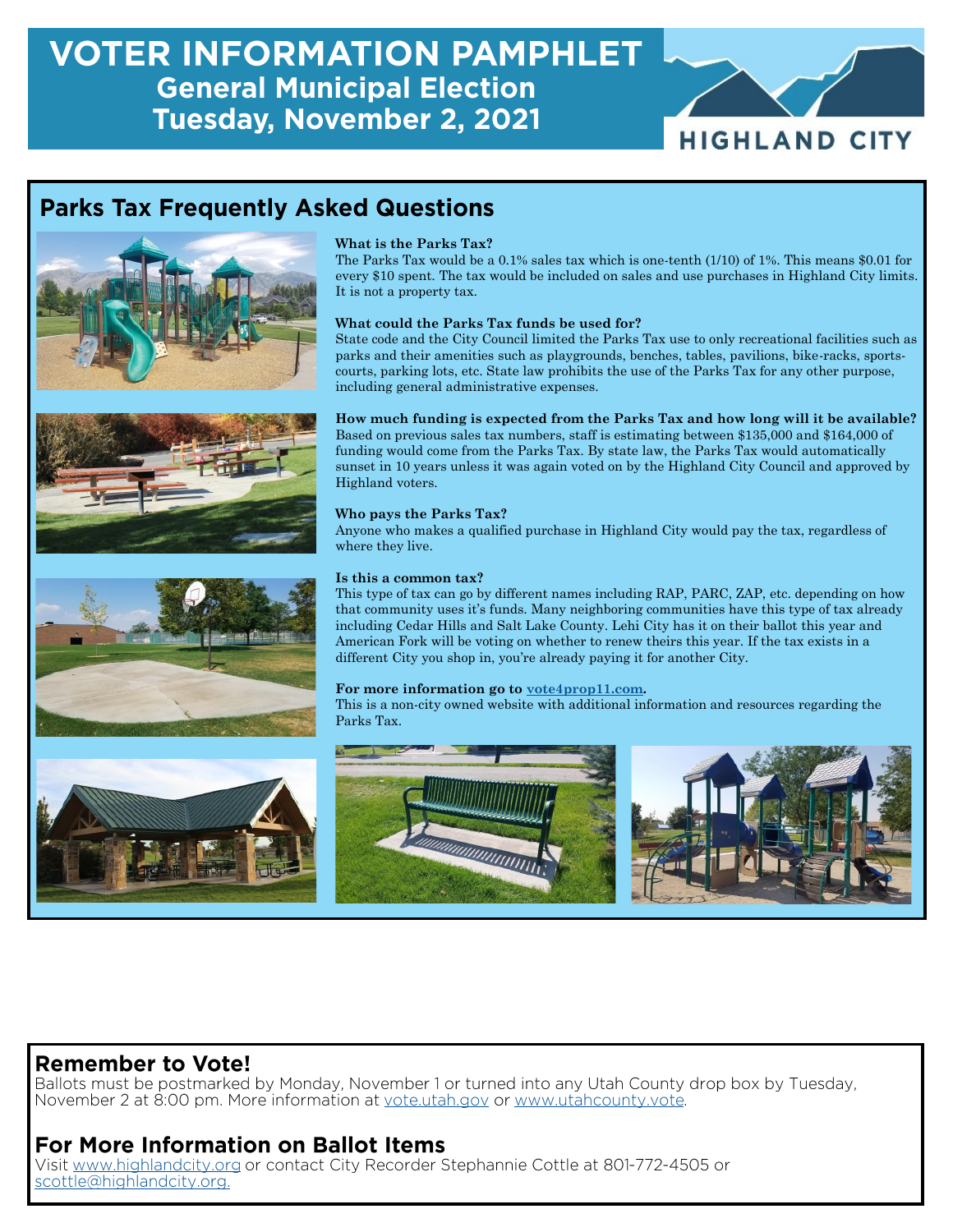# VOTER INFORMATION PAMPHLET

## General Municipal Election
## Tuesday, November 2, 2021

HIGHLAND CITY

## Parks Tax Frequently Asked Questions

**What is the Parks Tax?**
The Parks Tax would be a 0.1% sales tax which is one-tenth (1/10) of 1%. This means $0.01 for every $10 spent. The tax would be included on sales and use purchases in Highland City limits. It is not a property tax.

**What could the Parks Tax funds be used for?**
State code and the City Council limited the Parks Tax use to only recreational facilities such as parks and their amenities such as playgrounds, benches, tables, pavilions, bike-racks, sports-courts, parking lots, etc. State law prohibits the use of the Parks Tax for any other purpose, including general administrative expenses.

**How much funding is expected from the Parks Tax and how long will it be available?**
Based on previous sales tax numbers, staff is estimating between $135,000 and $164,000 of funding would come from the Parks Tax. By state law, the Parks Tax would automatically sunset in 10 years unless it was again voted on by the Highland City Council and approved by Highland voters.

**Who pays the Parks Tax?**
Anyone who makes a qualified purchase in Highland City would pay the tax, regardless of where they live.

**Is this a common tax?**
This type of tax can go by different names including RAP, PARC, ZAP, etc. depending on how that community uses it's funds. Many neighboring communities have this type of tax already including Cedar Hills and Salt Lake County. Lehi City has it on their ballot this year and American Fork will be voting on whether to renew theirs this year. If the tax exists in a different City you shop in, you're already paying it for another City.

**For more information go to vote4prop11.com.**
This is a non-city owned website with additional information and resources regarding the Parks Tax.

## Remember to Vote!

Ballots must be postmarked by Monday, November 1 or turned into any Utah County drop box by Tuesday, November 2 at 8:00 pm. More information at vote.utah.gov or www.utahcounty.vote.

## For More Information on Ballot Items

Visit www.highlandcity.org or contact City Recorder Stephannie Cottle at 801-772-4505 or scottle@highlandcity.org.